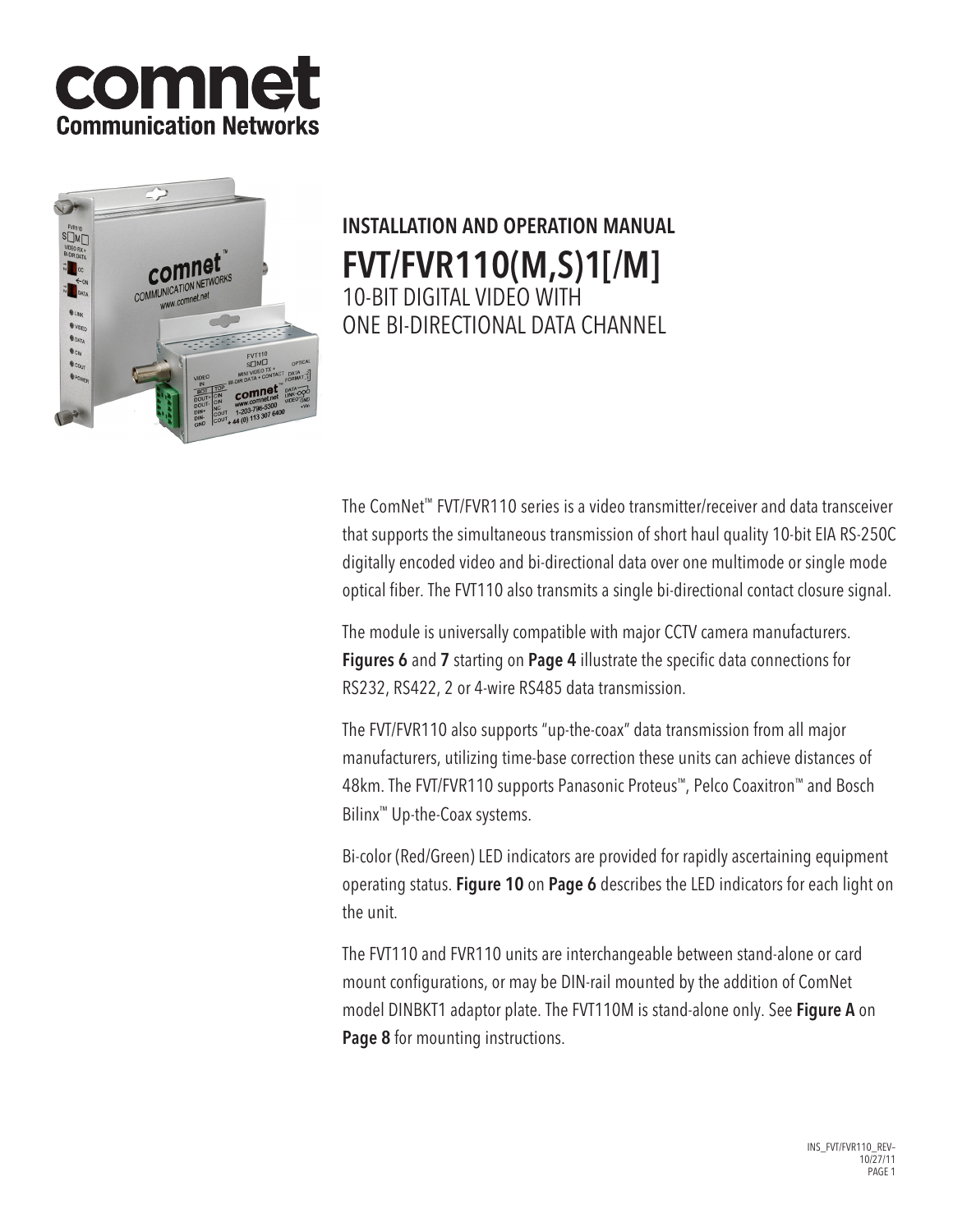# INSTALLATION AND OPERATION MANUAL

# FVT/FVR110(M,S)1[/M]

## 10-BIT DIGITAL VIDEO WITH ONE BI-DIRECTIONAL DATA CHANNEL

The ComNet™ FVT/FVR110 series is a video transmitter/receiver and data transceiver that supports the simultaneous transmission of short haul quality 10-bit EIA RS-250C digitally encoded video and bi-directional data over one multimode or single mode optical fiber. The FVT110 also transmits a single bi-directional contact closure signal.

The module is universally compatible with major CCTV camera manufacturers. **Figures 6** and **7** starting on **Page 4** illustrate the specific data connections for RS232, RS422, 2 or 4-wire RS485 data transmission.

The FVT/FVR110 also supports "up-the-coax" data transmission from all major manufacturers, utilizing time-base correction these units can achieve distances of 48km. The FVT/FVR110 supports Panasonic Proteus™, Pelco Coaxitron™ and Bosch Bilinx™ Up-the-Coax systems.

Bi-color (Red/Green) LED indicators are provided for rapidly ascertaining equipment operating status. **Figure 10** on **Page 6** describes the LED indicators for each light on the unit.

The FVT110 and FVR110 units are interchangeable between stand-alone or card mount configurations, or may be DIN-rail mounted by the addition of ComNet model DINBKT1 adaptor plate. The FVT110M is stand-alone only. See **Figure A** on **Page 8** for mounting instructions.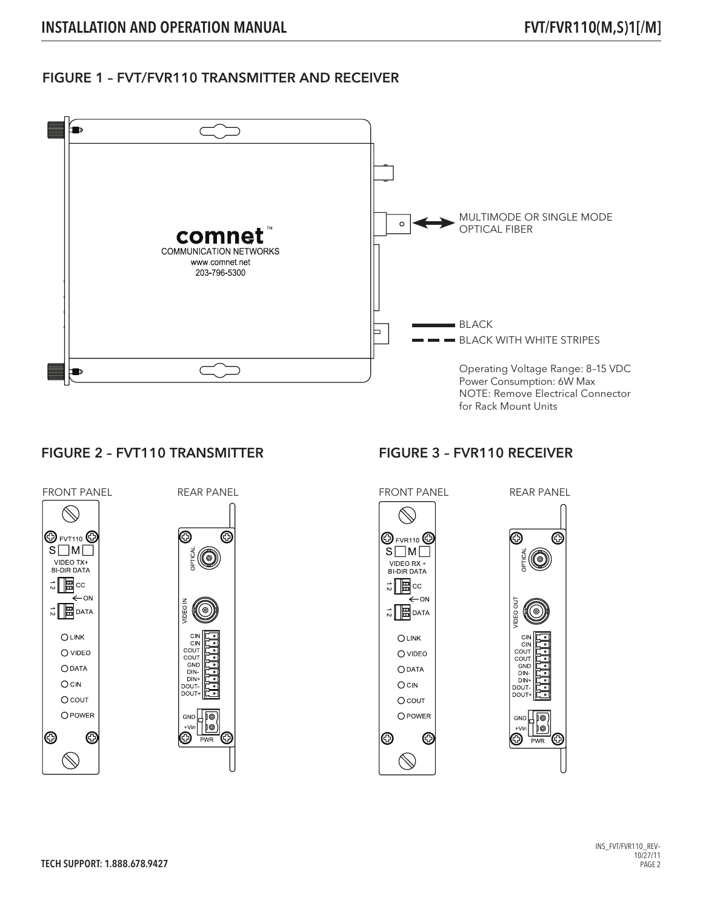## FIGURE 1 – FVT/FVR110 TRANSMITTER AND RECEIVER

comnet™
COMMUNICATION NETWORKS
www.comnet.net
203-796-5300

MULTIMODE OR SINGLE MODE OPTICAL FIBER

BLACK
BLACK WITH WHITE STRIPES

Operating Voltage Range: 8–15 VDC
Power Consumption: 6W Max
NOTE: Remove Electrical Connector for Rack Mount Units

## FIGURE 2 – FVT110 TRANSMITTER

FRONT PANEL

FVT110
S ☐ M ☐
VIDEO TX+
BI-DIR DATA
1 2 CC
← ON
1 2 DATA
LINK
VIDEO
DATA
CIN
COUT
POWER

REAR PANEL

OPTICAL
VIDEO IN
CIN
CIN
COUT
COUT
GND
DIN-
DIN+
DOUT-
DOUT+
GND
+Vin
PWR

## FIGURE 3 – FVR110 RECEIVER

FRONT PANEL

FVR110
S ☐ M ☐
VIDEO RX +
BI-DIR DATA
1 2 CC
← ON
1 2 DATA
LINK
VIDEO
DATA
CIN
COUT
POWER

REAR PANEL

OPTICAL
VIDEO OUT
CIN
CIN
COUT
COUT
GND
DIN-
DIN+
DOUT-
DOUT+
GND
+Vin
PWR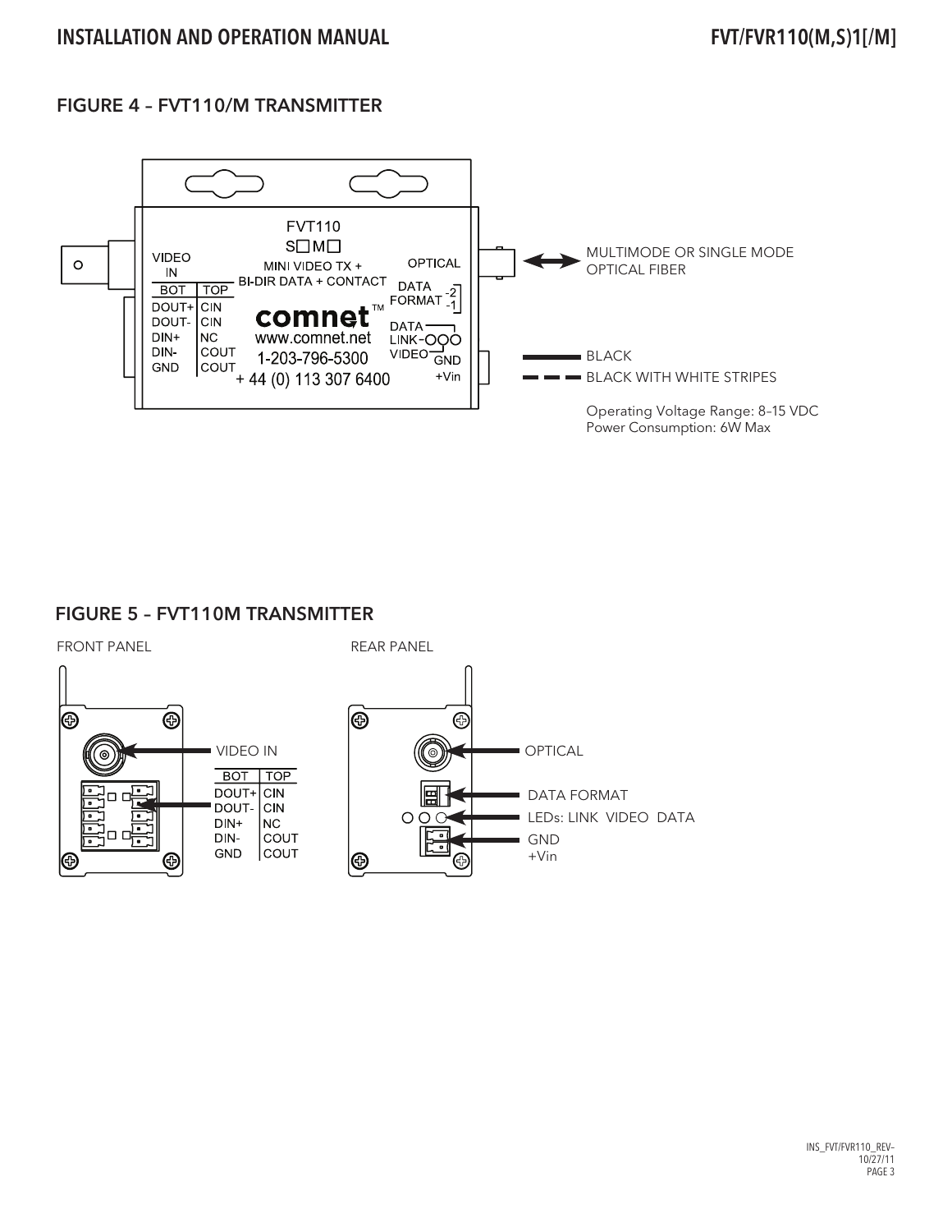## FIGURE 4 – FVT110/M TRANSMITTER

FVT110
S☐M☐
MINI VIDEO TX +
BI-DIR DATA + CONTACT

comnet™
www.comnet.net
1-203-796-5300
+ 44 (0) 113 307 6400

VIDEO IN

| BOT | TOP |
|---|---|
| DOUT+ | CIN |
| DOUT- | CIN |
| DIN+ | NC |
| DIN- | COUT |
| GND | COUT |

OPTICAL

DATA FORMAT -2 -1

DATA
LINK
VIDEO

GND
+Vin

MULTIMODE OR SINGLE MODE OPTICAL FIBER

BLACK

BLACK WITH WHITE STRIPES

Operating Voltage Range: 8–15 VDC
Power Consumption: 6W Max

## FIGURE 5 – FVT110M TRANSMITTER

FRONT PANEL

VIDEO IN

| BOT | TOP |
|---|---|
| DOUT+ | CIN |
| DOUT- | CIN |
| DIN+ | NC |
| DIN- | COUT |
| GND | COUT |

REAR PANEL

OPTICAL

DATA FORMAT

LEDs: LINK VIDEO DATA

GND
+Vin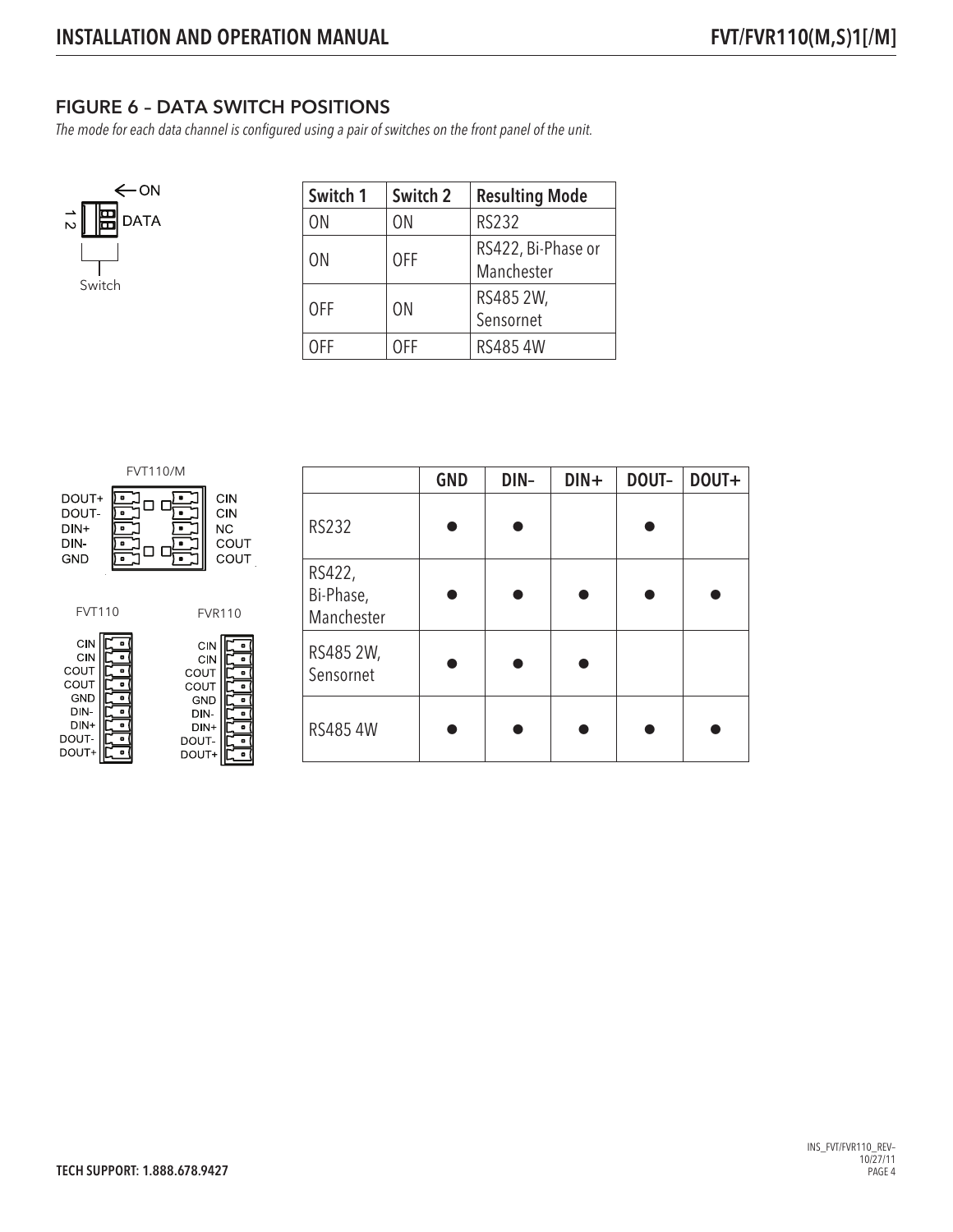## FIGURE 6 – DATA SWITCH POSITIONS

*The mode for each data channel is configured using a pair of switches on the front panel of the unit.*

ON

1 2 DATA

Switch

| Switch 1 | Switch 2 | Resulting Mode |
|---|---|---|
| ON | ON | RS232 |
| ON | OFF | RS422, Bi-Phase or Manchester |
| OFF | ON | RS485 2W, Sensornet |
| OFF | OFF | RS485 4W |

FVT110/M

DOUT+ DOUT- DIN+ DIN- GND | CIN CIN NC COUT COUT

FVT110

CIN CIN COUT COUT GND DIN- DIN+ DOUT- DOUT+

FVR110

CIN CIN COUT COUT GND DIN- DIN+ DOUT- DOUT+

| | GND | DIN– | DIN+ | DOUT– | DOUT+ |
|---|---|---|---|---|---|
| RS232 | ● | ● | | ● | |
| RS422, Bi-Phase, Manchester | ● | ● | ● | ● | ● |
| RS485 2W, Sensornet | ● | ● | ● | | |
| RS485 4W | ● | ● | ● | ● | ● |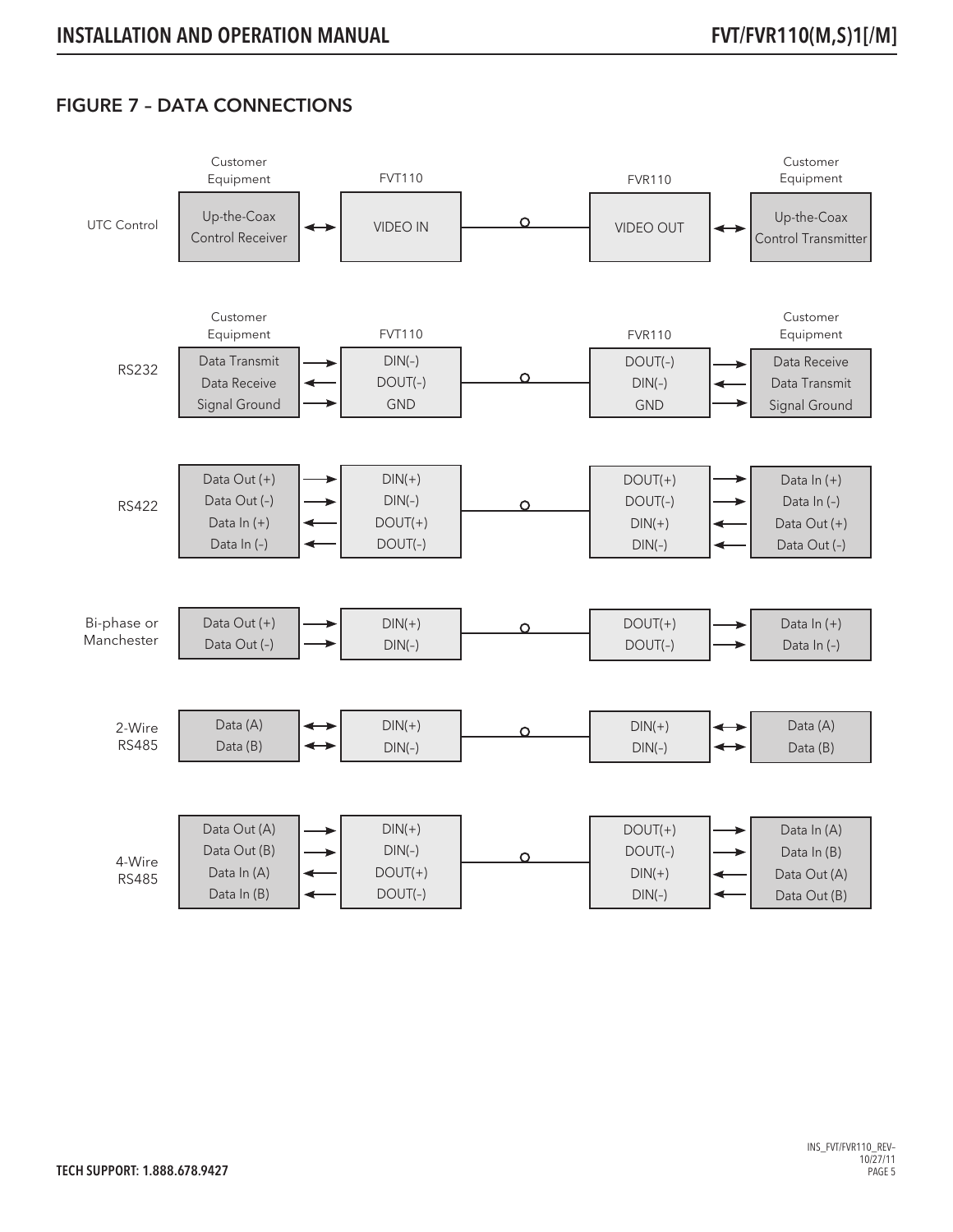## FIGURE 7 – DATA CONNECTIONS

**UTC Control**

| Customer Equipment | | FVT110 | | FVR110 | | Customer Equipment |
|---|---|---|---|---|---|---|
| Up-the-Coax Control Receiver | ↔ | VIDEO IN | —o— | VIDEO OUT | ↔ | Up-the-Coax Control Transmitter |

**RS232**

| Customer Equipment | | FVT110 | | FVR110 | | Customer Equipment |
|---|---|---|---|---|---|---|
| Data Transmit | → | DIN(-) | —o— | DOUT(-) | → | Data Receive |
| Data Receive | ← | DOUT(-) | | DIN(-) | ← | Data Transmit |
| Signal Ground | → | GND | | GND | → | Signal Ground |

**RS422**

| Customer Equipment | | FVT110 | | FVR110 | | Customer Equipment |
|---|---|---|---|---|---|---|
| Data Out (+) | → | DIN(+) | —o— | DOUT(+) | → | Data In (+) |
| Data Out (-) | → | DIN(-) | | DOUT(-) | → | Data In (-) |
| Data In (+) | ← | DOUT(+) | | DIN(+) | ← | Data Out (+) |
| Data In (-) | ← | DOUT(-) | | DIN(-) | ← | Data Out (-) |

**Bi-phase or Manchester**

| Customer Equipment | | FVT110 | | FVR110 | | Customer Equipment |
|---|---|---|---|---|---|---|
| Data Out (+) | → | DIN(+) | —o— | DOUT(+) | → | Data In (+) |
| Data Out (-) | → | DIN(-) | | DOUT(-) | → | Data In (-) |

**2-Wire RS485**

| Customer Equipment | | FVT110 | | FVR110 | | Customer Equipment |
|---|---|---|---|---|---|---|
| Data (A) | ↔ | DIN(+) | —o— | DIN(+) | ↔ | Data (A) |
| Data (B) | ↔ | DIN(-) | | DIN(-) | ↔ | Data (B) |

**4-Wire RS485**

| Customer Equipment | | FVT110 | | FVR110 | | Customer Equipment |
|---|---|---|---|---|---|---|
| Data Out (A) | → | DIN(+) | —o— | DOUT(+) | → | Data In (A) |
| Data Out (B) | → | DIN(-) | | DOUT(-) | → | Data In (B) |
| Data In (A) | ← | DOUT(+) | | DIN(+) | ← | Data Out (A) |
| Data In (B) | ← | DOUT(-) | | DIN(-) | ← | Data Out (B) |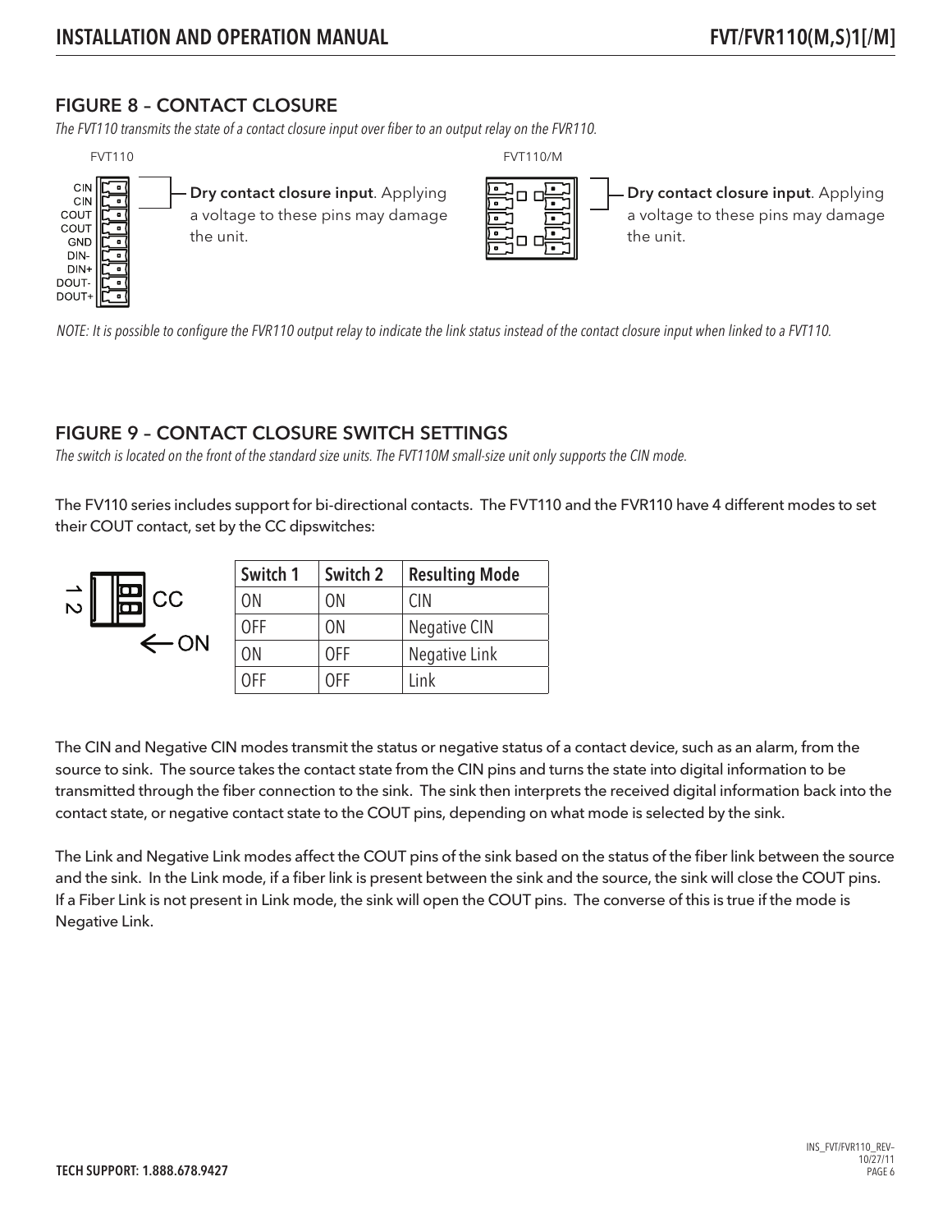## FIGURE 8 – CONTACT CLOSURE

*The FVT110 transmits the state of a contact closure input over fiber to an output relay on the FVR110.*

FVT110

CIN
CIN
COUT
COUT
GND
DIN-
DIN+
DOUT-
DOUT+

**Dry contact closure input**. Applying a voltage to these pins may damage the unit.

FVT110/M

**Dry contact closure input**. Applying a voltage to these pins may damage the unit.

*NOTE: It is possible to configure the FVR110 output relay to indicate the link status instead of the contact closure input when linked to a FVT110.*

## FIGURE 9 – CONTACT CLOSURE SWITCH SETTINGS

*The switch is located on the front of the standard size units. The FVT110M small-size unit only supports the CIN mode.*

The FV110 series includes support for bi-directional contacts. The FVT110 and the FVR110 have 4 different modes to set their COUT contact, set by the CC dipswitches:

1 2 CC ← ON

| Switch 1 | Switch 2 | Resulting Mode |
|---|---|---|
| ON | ON | CIN |
| OFF | ON | Negative CIN |
| ON | OFF | Negative Link |
| OFF | OFF | Link |

The CIN and Negative CIN modes transmit the status or negative status of a contact device, such as an alarm, from the source to sink. The source takes the contact state from the CIN pins and turns the state into digital information to be transmitted through the fiber connection to the sink. The sink then interprets the received digital information back into the contact state, or negative contact state to the COUT pins, depending on what mode is selected by the sink.

The Link and Negative Link modes affect the COUT pins of the sink based on the status of the fiber link between the source and the sink. In the Link mode, if a fiber link is present between the sink and the source, the sink will close the COUT pins. If a Fiber Link is not present in Link mode, the sink will open the COUT pins. The converse of this is true if the mode is Negative Link.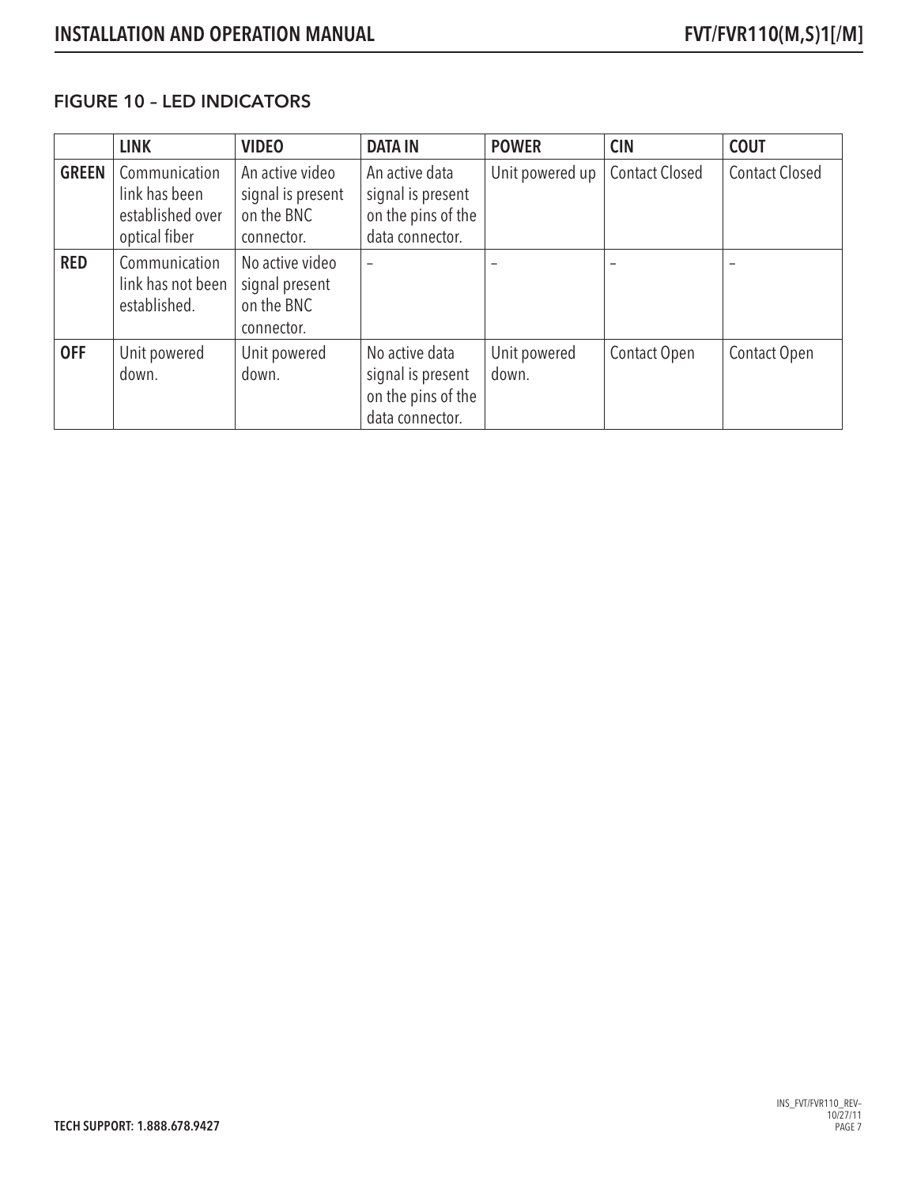## FIGURE 10 – LED INDICATORS

| | LINK | VIDEO | DATA IN | POWER | CIN | COUT |
|---|---|---|---|---|---|---|
| **GREEN** | Communication link has been established over optical fiber | An active video signal is present on the BNC connector. | An active data signal is present on the pins of the data connector. | Unit powered up | Contact Closed | Contact Closed |
| **RED** | Communication link has not been established. | No active video signal present on the BNC connector. | – | – | – | – |
| **OFF** | Unit powered down. | Unit powered down. | No active data signal is present on the pins of the data connector. | Unit powered down. | Contact Open | Contact Open |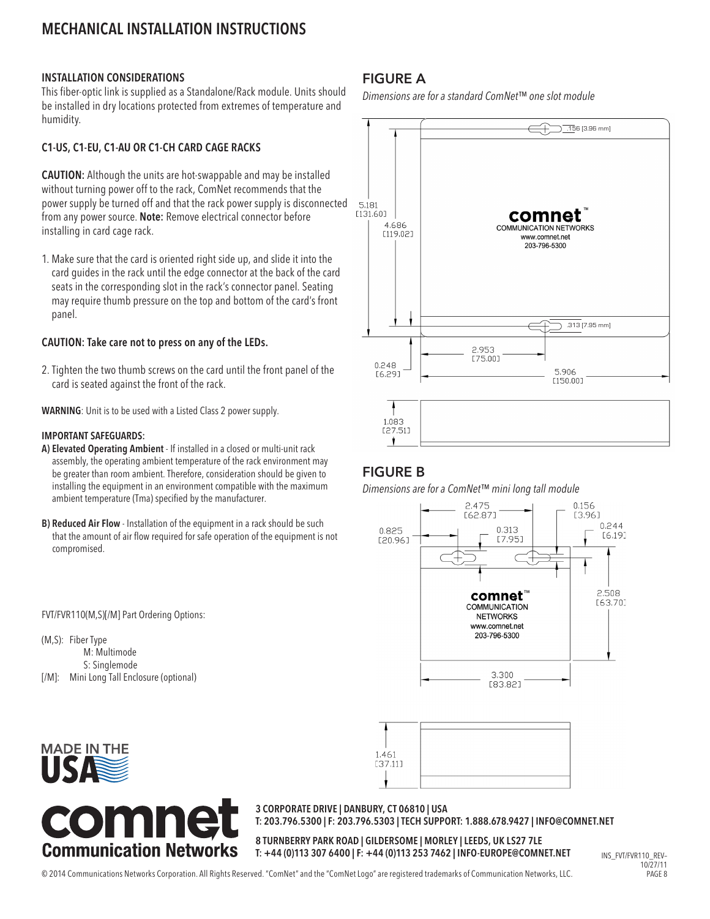# MECHANICAL INSTALLATION INSTRUCTIONS

### INSTALLATION CONSIDERATIONS

This fiber-optic link is supplied as a Standalone/Rack module. Units should be installed in dry locations protected from extremes of temperature and humidity.

### C1-US, C1-EU, C1-AU OR C1-CH CARD CAGE RACKS

**CAUTION:** Although the units are hot-swappable and may be installed without turning power off to the rack, ComNet recommends that the power supply be turned off and that the rack power supply is disconnected from any power source. **Note:** Remove electrical connector before installing in card cage rack.

1. Make sure that the card is oriented right side up, and slide it into the card guides in the rack until the edge connector at the back of the card seats in the corresponding slot in the rack's connector panel. Seating may require thumb pressure on the top and bottom of the card's front panel.

**CAUTION: Take care not to press on any of the LEDs.**

2. Tighten the two thumb screws on the card until the front panel of the card is seated against the front of the rack.

**WARNING**: Unit is to be used with a Listed Class 2 power supply.

#### IMPORTANT SAFEGUARDS:

**A) Elevated Operating Ambient** - If installed in a closed or multi-unit rack assembly, the operating ambient temperature of the rack environment may be greater than room ambient. Therefore, consideration should be given to installing the equipment in an environment compatible with the maximum ambient temperature (Tma) specified by the manufacturer.

**B) Reduced Air Flow** - Installation of the equipment in a rack should be such that the amount of air flow required for safe operation of the equipment is not compromised.

FVT/FVR110(M,S)[/M] Part Ordering Options:

(M,S): Fiber Type
- M: Multimode
- S: Singlemode

[/M]: Mini Long Tall Enclosure (optional)

## FIGURE A

*Dimensions are for a standard ComNet™ one slot module*

.156 [3.96 mm]
5.181 [131.60]
4.686 [119.02]
comnet™ COMMUNICATION NETWORKS www.comnet.net 203-796-5300
.313 [7.95 mm]
2.953 [75.00]
0.248 [6.29]
5.906 [150.00]
1.083 [27.51]

## FIGURE B

*Dimensions are for a ComNet™ mini long tall module*

2.475 [62.87]
0.156 [3.96]
0.825 [20.96]
0.313 [7.95]
0.244 [6.19]
comnet™ COMMUNICATION NETWORKS www.comnet.net 203-796-5300
2.508 [63.70]
3.300 [83.82]
1.461 [37.11]

MADE IN THE USA

comnet Communication Networks

**3 CORPORATE DRIVE | DANBURY, CT 06810 | USA**
**T: 203.796.5300 | F: 203.796.5303 | TECH SUPPORT: 1.888.678.9427 | INFO@COMNET.NET**

**8 TURNBERRY PARK ROAD | GILDERSOME | MORLEY | LEEDS, UK LS27 7LE**
**T: +44 (0)113 307 6400 | F: +44 (0)113 253 7462 | INFO-EUROPE@COMNET.NET**

INS_FVT/FVR110_REV– 10/27/11

© 2014 Communications Networks Corporation. All Rights Reserved. "ComNet" and the "ComNet Logo" are registered trademarks of Communication Networks, LLC.